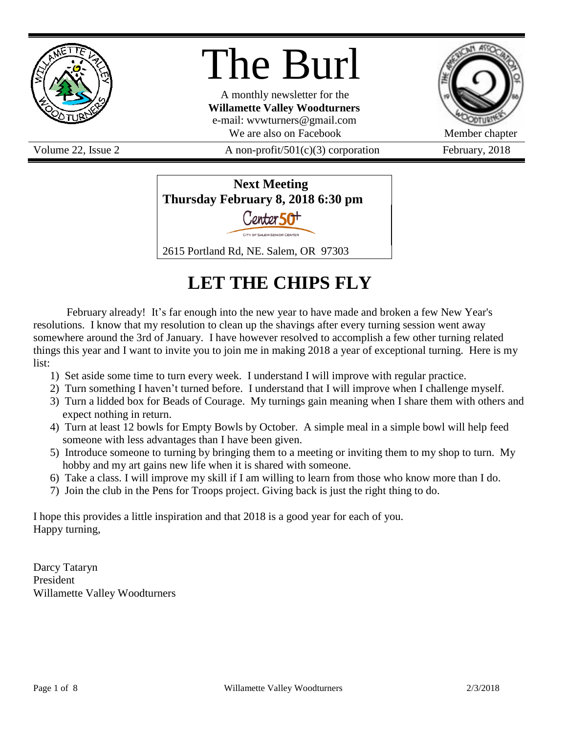# The Burl

A monthly newsletter for the
**Willamette Valley Woodturners**
e-mail: wvwturners@gmail.com
We are also on Facebook

Member chapter

Volume 22, Issue 2 | A non-profit/501(c)(3) corporation | February, 2018

**Next Meeting**
**Thursday February 8, 2018 6:30 pm**

Center 50+
CITY OF SALEM SENIOR CENTER

2615 Portland Rd, NE. Salem, OR 97303

## LET THE CHIPS FLY

February already! It's far enough into the new year to have made and broken a few New Year's resolutions. I know that my resolution to clean up the shavings after every turning session went away somewhere around the 3rd of January. I have however resolved to accomplish a few other turning related things this year and I want to invite you to join me in making 2018 a year of exceptional turning. Here is my list:

1) Set aside some time to turn every week. I understand I will improve with regular practice.
2) Turn something I haven't turned before. I understand that I will improve when I challenge myself.
3) Turn a lidded box for Beads of Courage. My turnings gain meaning when I share them with others and expect nothing in return.
4) Turn at least 12 bowls for Empty Bowls by October. A simple meal in a simple bowl will help feed someone with less advantages than I have been given.
5) Introduce someone to turning by bringing them to a meeting or inviting them to my shop to turn. My hobby and my art gains new life when it is shared with someone.
6) Take a class. I will improve my skill if I am willing to learn from those who know more than I do.
7) Join the club in the Pens for Troops project. Giving back is just the right thing to do.

I hope this provides a little inspiration and that 2018 is a good year for each of you.
Happy turning,

Darcy Tataryn
President
Willamette Valley Woodturners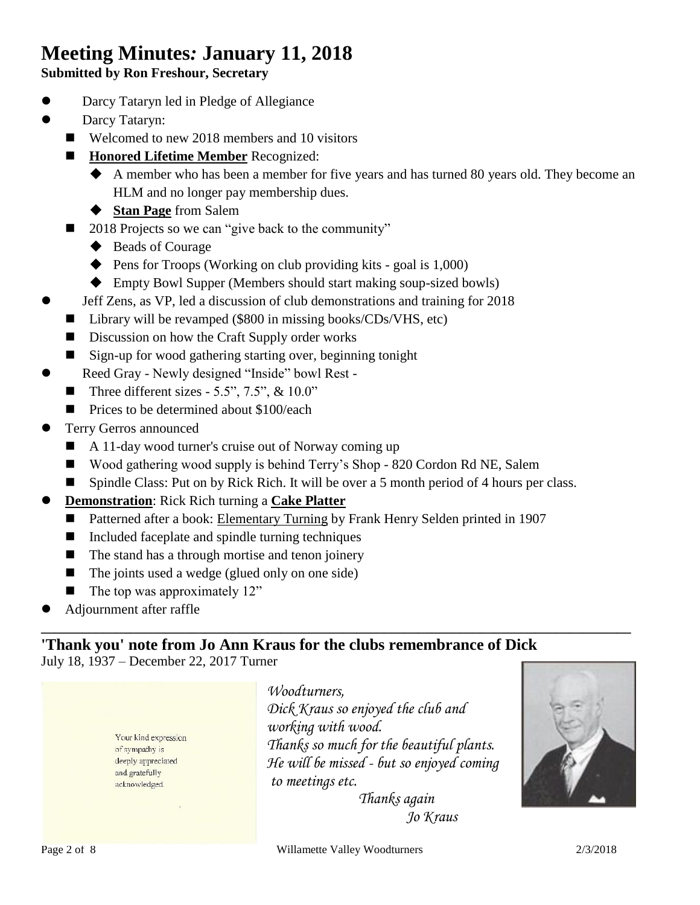# Meeting Minutes: January 11, 2018

**Submitted by Ron Freshour, Secretary**

- Darcy Tataryn led in Pledge of Allegiance
- Darcy Tataryn:
  - Welcomed to new 2018 members and 10 visitors
  - **Honored Lifetime Member** Recognized:
    - A member who has been a member for five years and has turned 80 years old. They become an HLM and no longer pay membership dues.
    - **Stan Page** from Salem
  - 2018 Projects so we can "give back to the community"
    - Beads of Courage
    - Pens for Troops (Working on club providing kits - goal is 1,000)
    - Empty Bowl Supper (Members should start making soup-sized bowls)
- Jeff Zens, as VP, led a discussion of club demonstrations and training for 2018
  - Library will be revamped ($800 in missing books/CDs/VHS, etc)
  - Discussion on how the Craft Supply order works
  - Sign-up for wood gathering starting over, beginning tonight
- Reed Gray - Newly designed "Inside" bowl Rest -
  - Three different sizes - 5.5", 7.5", & 10.0"
  - Prices to be determined about $100/each
- Terry Gerros announced
  - A 11-day wood turner's cruise out of Norway coming up
  - Wood gathering wood supply is behind Terry's Shop - 820 Cordon Rd NE, Salem
  - Spindle Class: Put on by Rick Rich. It will be over a 5 month period of 4 hours per class.
- **Demonstration**: Rick Rich turning a **Cake Platter**
  - Patterned after a book: Elementary Turning by Frank Henry Selden printed in 1907
  - Included faceplate and spindle turning techniques
  - The stand has a through mortise and tenon joinery
  - The joints used a wedge (glued only on one side)
  - The top was approximately 12"
- Adjournment after raffle

---

## 'Thank you' note from Jo Ann Kraus for the clubs remembrance of Dick

July 18, 1937 – December 22, 2017 Turner

Your kind expression of sympathy is deeply appreciated and gratefully acknowledged.

*Woodturners,*
*Dick Kraus so enjoyed the club and working with wood.*
*Thanks so much for the beautiful plants.*
*He will be missed - but so enjoyed coming to meetings etc.*
*Thanks again*
*Jo Kraus*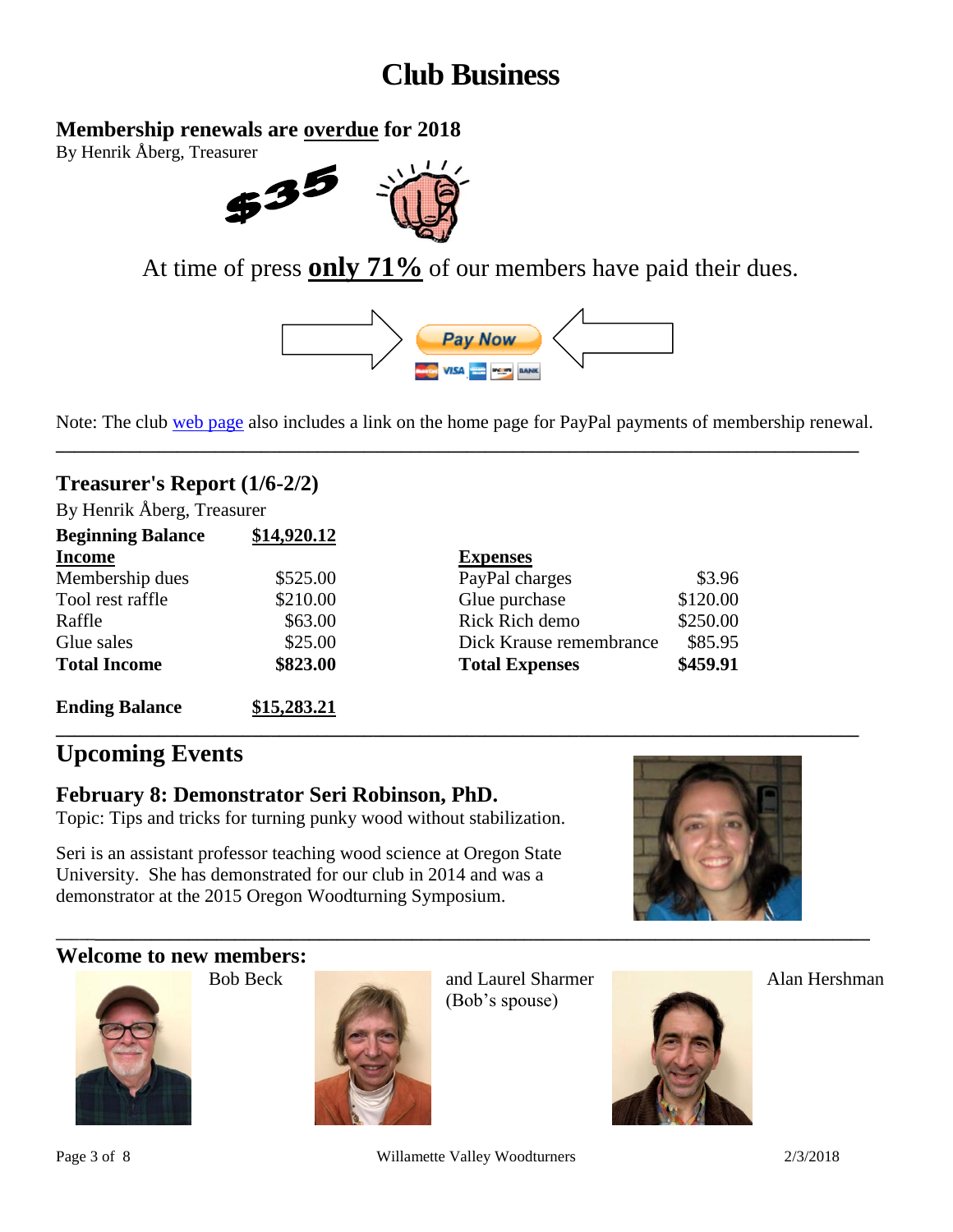# Club Business

## Membership renewals are overdue for 2018

By Henrik Åberg, Treasurer

$35

At time of press **only 71%** of our members have paid their dues.

Pay Now

Note: The club web page also includes a link on the home page for PayPal payments of membership renewal.

## Treasurer's Report (1/6-2/2)

By Henrik Åberg, Treasurer

**Beginning Balance** **$14,920.12**

| Income | | Expenses | |
|---|---|---|---|
| Membership dues | $525.00 | PayPal charges | $3.96 |
| Tool rest raffle | $210.00 | Glue purchase | $120.00 |
| Raffle | $63.00 | Rick Rich demo | $250.00 |
| Glue sales | $25.00 | Dick Krause remembrance | $85.95 |
| **Total Income** | **$823.00** | **Total Expenses** | **$459.91** |

**Ending Balance** **$15,283.21**

## Upcoming Events

### February 8: Demonstrator Seri Robinson, PhD.

Topic: Tips and tricks for turning punky wood without stabilization.

Seri is an assistant professor teaching wood science at Oregon State University. She has demonstrated for our club in 2014 and was a demonstrator at the 2015 Oregon Woodturning Symposium.

## Welcome to new members:

Bob Beck

and Laurel Sharmer (Bob's spouse)

Alan Hershman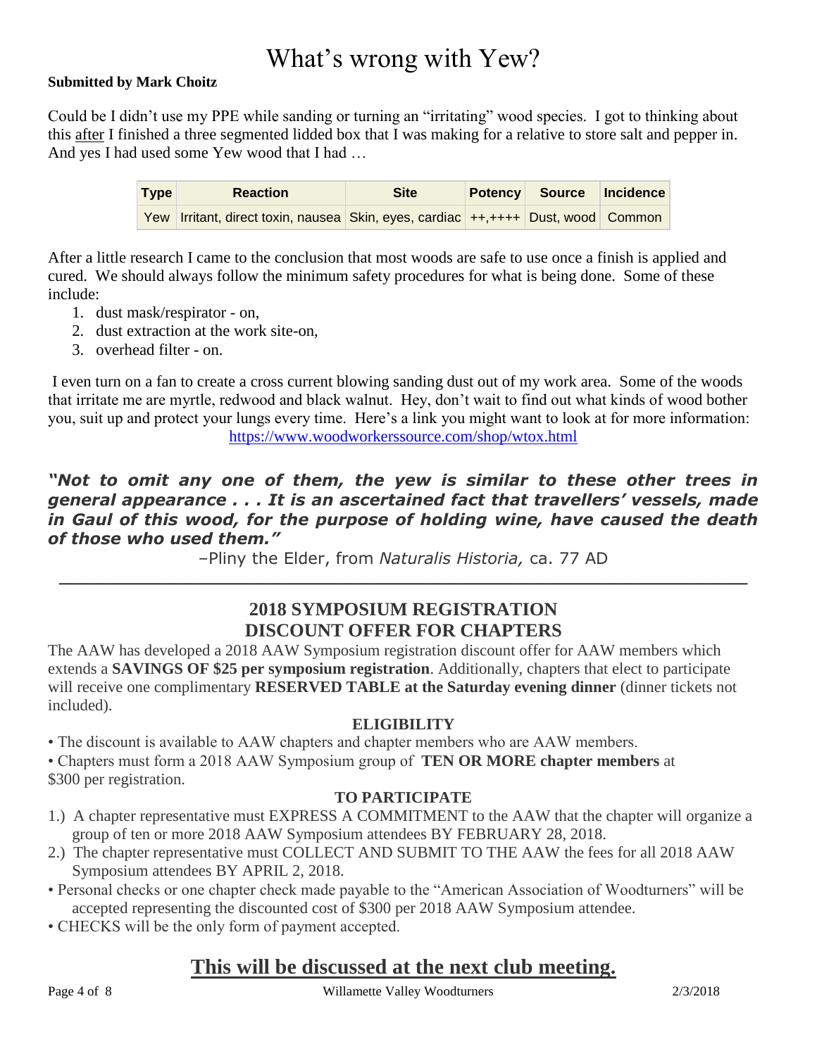# What's wrong with Yew?

**Submitted by Mark Choitz**

Could be I didn't use my PPE while sanding or turning an "irritating" wood species. I got to thinking about this after I finished a three segmented lidded box that I was making for a relative to store salt and pepper in. And yes I had used some Yew wood that I had …

| Type | Reaction | Site | Potency | Source | Incidence |
|---|---|---|---|---|---|
| Yew | Irritant, direct toxin, nausea | Skin, eyes, cardiac | ++,++++ | Dust, wood | Common |

After a little research I came to the conclusion that most woods are safe to use once a finish is applied and cured. We should always follow the minimum safety procedures for what is being done. Some of these include:

1. dust mask/respirator - on,
2. dust extraction at the work site-on,
3. overhead filter - on.

I even turn on a fan to create a cross current blowing sanding dust out of my work area. Some of the woods that irritate me are myrtle, redwood and black walnut. Hey, don't wait to find out what kinds of wood bother you, suit up and protect your lungs every time. Here's a link you might want to look at for more information: https://www.woodworkerssource.com/shop/wtox.html

***"Not to omit any one of them, the yew is similar to these other trees in general appearance . . . It is an ascertained fact that travellers' vessels, made in Gaul of this wood, for the purpose of holding wine, have caused the death of those who used them."***

–Pliny the Elder, from *Naturalis Historia,* ca. 77 AD

---

## 2018 SYMPOSIUM REGISTRATION DISCOUNT OFFER FOR CHAPTERS

The AAW has developed a 2018 AAW Symposium registration discount offer for AAW members which extends a **SAVINGS OF $25 per symposium registration**. Additionally, chapters that elect to participate will receive one complimentary **RESERVED TABLE at the Saturday evening dinner** (dinner tickets not included).

### ELIGIBILITY

- The discount is available to AAW chapters and chapter members who are AAW members.
- Chapters must form a 2018 AAW Symposium group of **TEN OR MORE chapter members** at $300 per registration.

### TO PARTICIPATE

1.) A chapter representative must EXPRESS A COMMITMENT to the AAW that the chapter will organize a group of ten or more 2018 AAW Symposium attendees BY FEBRUARY 28, 2018.

2.) The chapter representative must COLLECT AND SUBMIT TO THE AAW the fees for all 2018 AAW Symposium attendees BY APRIL 2, 2018.

- Personal checks or one chapter check made payable to the "American Association of Woodturners" will be accepted representing the discounted cost of $300 per 2018 AAW Symposium attendee.
- CHECKS will be the only form of payment accepted.

## This will be discussed at the next club meeting.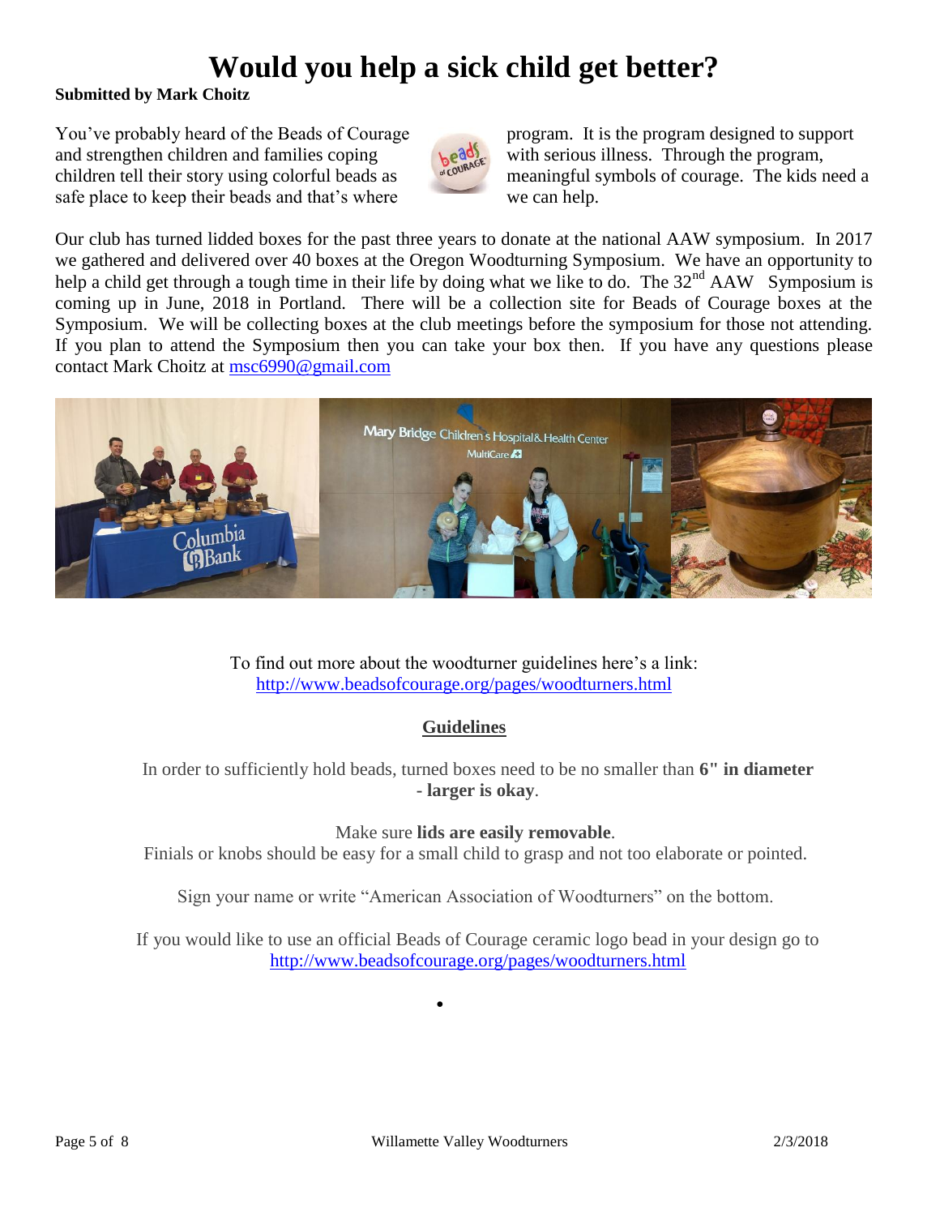# Would you help a sick child get better?

**Submitted by Mark Choitz**

You've probably heard of the Beads of Courage program. It is the program designed to support and strengthen children and families coping with serious illness. Through the program, children tell their story using colorful beads as meaningful symbols of courage. The kids need a safe place to keep their beads and that's where we can help.

Our club has turned lidded boxes for the past three years to donate at the national AAW symposium. In 2017 we gathered and delivered over 40 boxes at the Oregon Woodturning Symposium. We have an opportunity to help a child get through a tough time in their life by doing what we like to do. The 32nd AAW Symposium is coming up in June, 2018 in Portland. There will be a collection site for Beads of Courage boxes at the Symposium. We will be collecting boxes at the club meetings before the symposium for those not attending. If you plan to attend the Symposium then you can take your box then. If you have any questions please contact Mark Choitz at msc6990@gmail.com

To find out more about the woodturner guidelines here's a link:
http://www.beadsofcourage.org/pages/woodturners.html

## Guidelines

In order to sufficiently hold beads, turned boxes need to be no smaller than **6" in diameter - larger is okay**.

Make sure **lids are easily removable**.
Finials or knobs should be easy for a small child to grasp and not too elaborate or pointed.

Sign your name or write "American Association of Woodturners" on the bottom.

If you would like to use an official Beads of Courage ceramic logo bead in your design go to http://www.beadsofcourage.org/pages/woodturners.html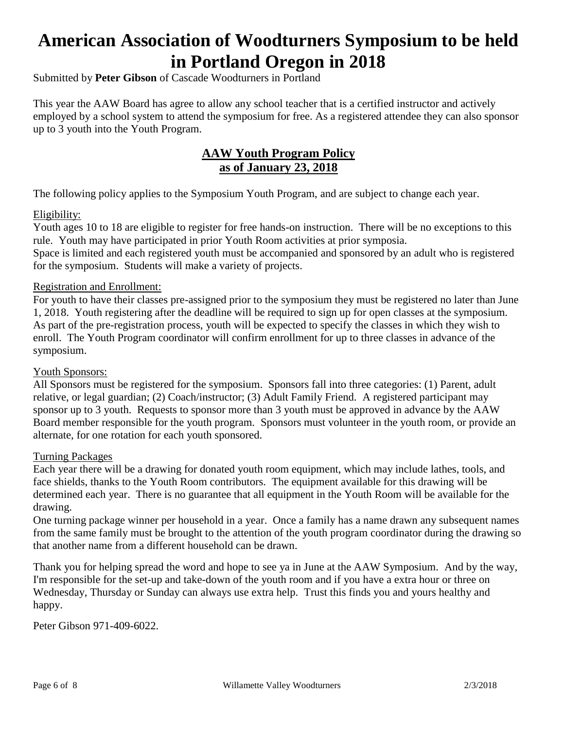# American Association of Woodturners Symposium to be held in Portland Oregon in 2018

Submitted by **Peter Gibson** of Cascade Woodturners in Portland

This year the AAW Board has agree to allow any school teacher that is a certified instructor and actively employed by a school system to attend the symposium for free. As a registered attendee they can also sponsor up to 3 youth into the Youth Program.

## AAW Youth Program Policy as of January 23, 2018

The following policy applies to the Symposium Youth Program, and are subject to change each year.

Eligibility:

Youth ages 10 to 18 are eligible to register for free hands-on instruction. There will be no exceptions to this rule. Youth may have participated in prior Youth Room activities at prior symposia.
Space is limited and each registered youth must be accompanied and sponsored by an adult who is registered for the symposium. Students will make a variety of projects.

Registration and Enrollment:

For youth to have their classes pre-assigned prior to the symposium they must be registered no later than June 1, 2018. Youth registering after the deadline will be required to sign up for open classes at the symposium. As part of the pre-registration process, youth will be expected to specify the classes in which they wish to enroll. The Youth Program coordinator will confirm enrollment for up to three classes in advance of the symposium.

Youth Sponsors:

All Sponsors must be registered for the symposium. Sponsors fall into three categories: (1) Parent, adult relative, or legal guardian; (2) Coach/instructor; (3) Adult Family Friend. A registered participant may sponsor up to 3 youth. Requests to sponsor more than 3 youth must be approved in advance by the AAW Board member responsible for the youth program. Sponsors must volunteer in the youth room, or provide an alternate, for one rotation for each youth sponsored.

Turning Packages

Each year there will be a drawing for donated youth room equipment, which may include lathes, tools, and face shields, thanks to the Youth Room contributors. The equipment available for this drawing will be determined each year. There is no guarantee that all equipment in the Youth Room will be available for the drawing.
One turning package winner per household in a year. Once a family has a name drawn any subsequent names from the same family must be brought to the attention of the youth program coordinator during the drawing so that another name from a different household can be drawn.

Thank you for helping spread the word and hope to see ya in June at the AAW Symposium. And by the way, I'm responsible for the set-up and take-down of the youth room and if you have a extra hour or three on Wednesday, Thursday or Sunday can always use extra help. Trust this finds you and yours healthy and happy.

Peter Gibson 971-409-6022.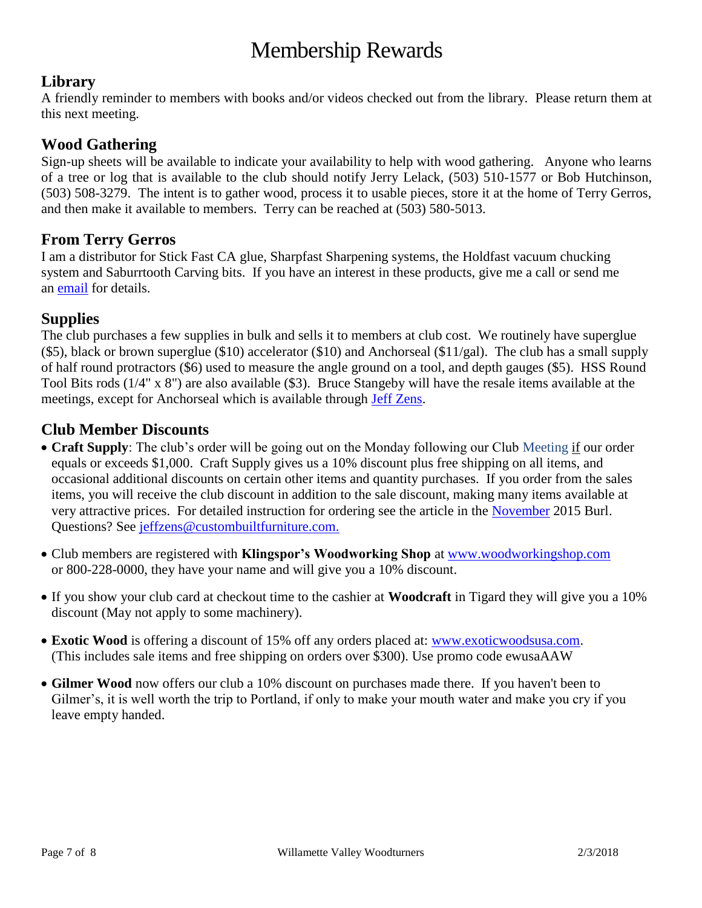# Membership Rewards

## Library

A friendly reminder to members with books and/or videos checked out from the library. Please return them at this next meeting.

## Wood Gathering

Sign-up sheets will be available to indicate your availability to help with wood gathering. Anyone who learns of a tree or log that is available to the club should notify Jerry Lelack, (503) 510-1577 or Bob Hutchinson, (503) 508-3279. The intent is to gather wood, process it to usable pieces, store it at the home of Terry Gerros, and then make it available to members. Terry can be reached at (503) 580-5013.

## From Terry Gerros

I am a distributor for Stick Fast CA glue, Sharpfast Sharpening systems, the Holdfast vacuum chucking system and Saburrtooth Carving bits. If you have an interest in these products, give me a call or send me an email for details.

## Supplies

The club purchases a few supplies in bulk and sells it to members at club cost. We routinely have superglue ($5), black or brown superglue ($10) accelerator ($10) and Anchorseal ($11/gal). The club has a small supply of half round protractors ($6) used to measure the angle ground on a tool, and depth gauges ($5). HSS Round Tool Bits rods (1/4" x 8") are also available ($3). Bruce Stangeby will have the resale items available at the meetings, except for Anchorseal which is available through Jeff Zens.

## Club Member Discounts

- **Craft Supply**: The club's order will be going out on the Monday following our Club Meeting if our order equals or exceeds $1,000. Craft Supply gives us a 10% discount plus free shipping on all items, and occasional additional discounts on certain other items and quantity purchases. If you order from the sales items, you will receive the club discount in addition to the sale discount, making many items available at very attractive prices. For detailed instruction for ordering see the article in the November 2015 Burl. Questions? See jeffzens@custombuiltfurniture.com.

- Club members are registered with **Klingspor's Woodworking Shop** at www.woodworkingshop.com or 800-228-0000, they have your name and will give you a 10% discount.

- If you show your club card at checkout time to the cashier at **Woodcraft** in Tigard they will give you a 10% discount (May not apply to some machinery).

- **Exotic Wood** is offering a discount of 15% off any orders placed at: www.exoticwoodsusa.com. (This includes sale items and free shipping on orders over $300). Use promo code ewusaAAW

- **Gilmer Wood** now offers our club a 10% discount on purchases made there. If you haven't been to Gilmer's, it is well worth the trip to Portland, if only to make your mouth water and make you cry if you leave empty handed.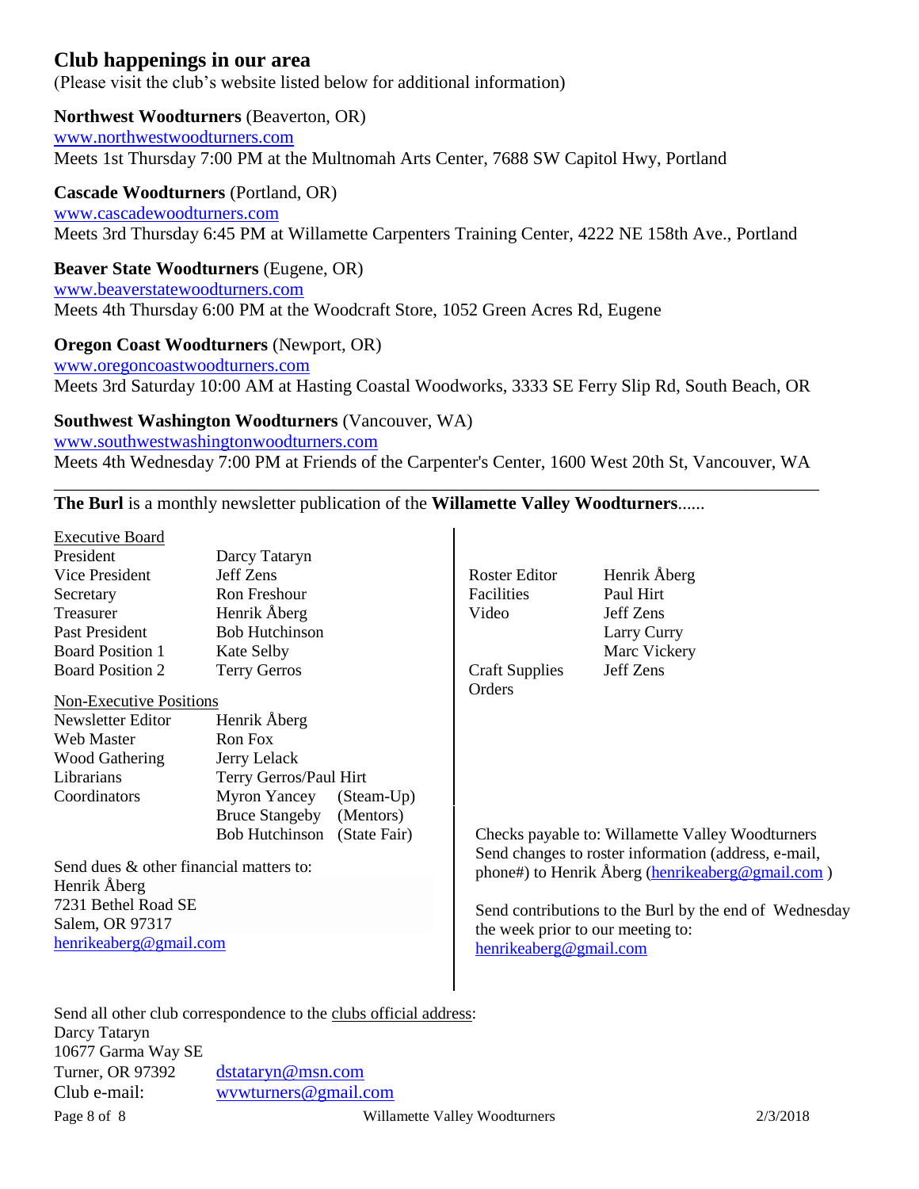## Club happenings in our area

(Please visit the club's website listed below for additional information)

**Northwest Woodturners** (Beaverton, OR)
www.northwestwoodturners.com
Meets 1st Thursday 7:00 PM at the Multnomah Arts Center, 7688 SW Capitol Hwy, Portland

**Cascade Woodturners** (Portland, OR)
www.cascadewoodturners.com
Meets 3rd Thursday 6:45 PM at Willamette Carpenters Training Center, 4222 NE 158th Ave., Portland

**Beaver State Woodturners** (Eugene, OR)
www.beaverstatewoodturners.com
Meets 4th Thursday 6:00 PM at the Woodcraft Store, 1052 Green Acres Rd, Eugene

**Oregon Coast Woodturners** (Newport, OR)
www.oregoncoastwoodturners.com
Meets 3rd Saturday 10:00 AM at Hasting Coastal Woodworks, 3333 SE Ferry Slip Rd, South Beach, OR

**Southwest Washington Woodturners** (Vancouver, WA)
www.southwestwashingtonwoodturners.com
Meets 4th Wednesday 7:00 PM at Friends of the Carpenter's Center, 1600 West 20th St, Vancouver, WA

---

**The Burl** is a monthly newsletter publication of the **Willamette Valley Woodturners**......

Executive Board

| | |
|---|---|
| President | Darcy Tataryn |
| Vice President | Jeff Zens |
| Secretary | Ron Freshour |
| Treasurer | Henrik Åberg |
| Past President | Bob Hutchinson |
| Board Position 1 | Kate Selby |
| Board Position 2 | Terry Gerros |

Non-Executive Positions

| | | |
|---|---|---|
| Newsletter Editor | Henrik Åberg | |
| Web Master | Ron Fox | |
| Wood Gathering | Jerry Lelack | |
| Librarians | Terry Gerros/Paul Hirt | |
| Coordinators | Myron Yancey | (Steam-Up) |
| | Bruce Stangeby | (Mentors) |
| | Bob Hutchinson | (State Fair) |

| | |
|---|---|
| Roster Editor | Henrik Åberg |
| Facilities | Paul Hirt |
| Video | Jeff Zens |
| | Larry Curry |
| | Marc Vickery |
| Craft Supplies Orders | Jeff Zens |

Send dues & other financial matters to:
Henrik Åberg
7231 Bethel Road SE
Salem, OR 97317
henrikeaberg@gmail.com

Checks payable to: Willamette Valley Woodturners
Send changes to roster information (address, e-mail, phone#) to Henrik Åberg (henrikeaberg@gmail.com )

Send contributions to the Burl by the end of Wednesday the week prior to our meeting to:
henrikeaberg@gmail.com

Send all other club correspondence to the clubs official address:
Darcy Tataryn
10677 Garma Way SE
Turner, OR 97392 dstataryn@msn.com
Club e-mail: wvwturners@gmail.com